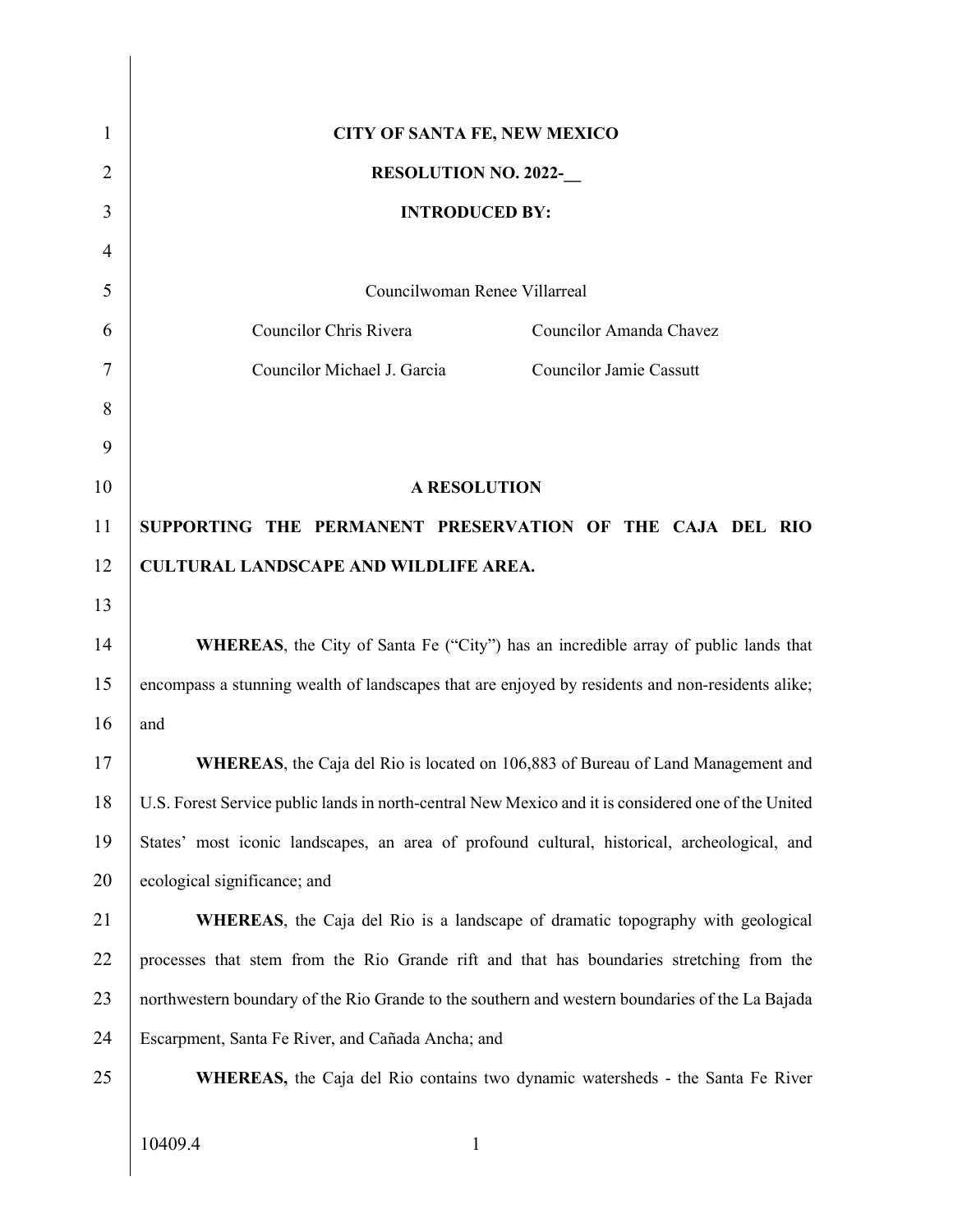**CITY OF SANTA FE, NEW MEXICO**

**RESOLUTION NO. 2022-__**

**INTRODUCED BY:**

Councilwoman Renee Villarreal

Councilor Chris Rivera — Councilor Amanda Chavez

Councilor Michael J. Garcia — Councilor Jamie Cassutt

**A RESOLUTION**

**SUPPORTING THE PERMANENT PRESERVATION OF THE CAJA DEL RIO CULTURAL LANDSCAPE AND WILDLIFE AREA.**

**WHEREAS**, the City of Santa Fe ("City") has an incredible array of public lands that encompass a stunning wealth of landscapes that are enjoyed by residents and non-residents alike; and

**WHEREAS**, the Caja del Rio is located on 106,883 of Bureau of Land Management and U.S. Forest Service public lands in north-central New Mexico and it is considered one of the United States' most iconic landscapes, an area of profound cultural, historical, archeological, and ecological significance; and

**WHEREAS**, the Caja del Rio is a landscape of dramatic topography with geological processes that stem from the Rio Grande rift and that has boundaries stretching from the northwestern boundary of the Rio Grande to the southern and western boundaries of the La Bajada Escarpment, Santa Fe River, and Cañada Ancha; and

**WHEREAS,** the Caja del Rio contains two dynamic watersheds - the Santa Fe River

10409.4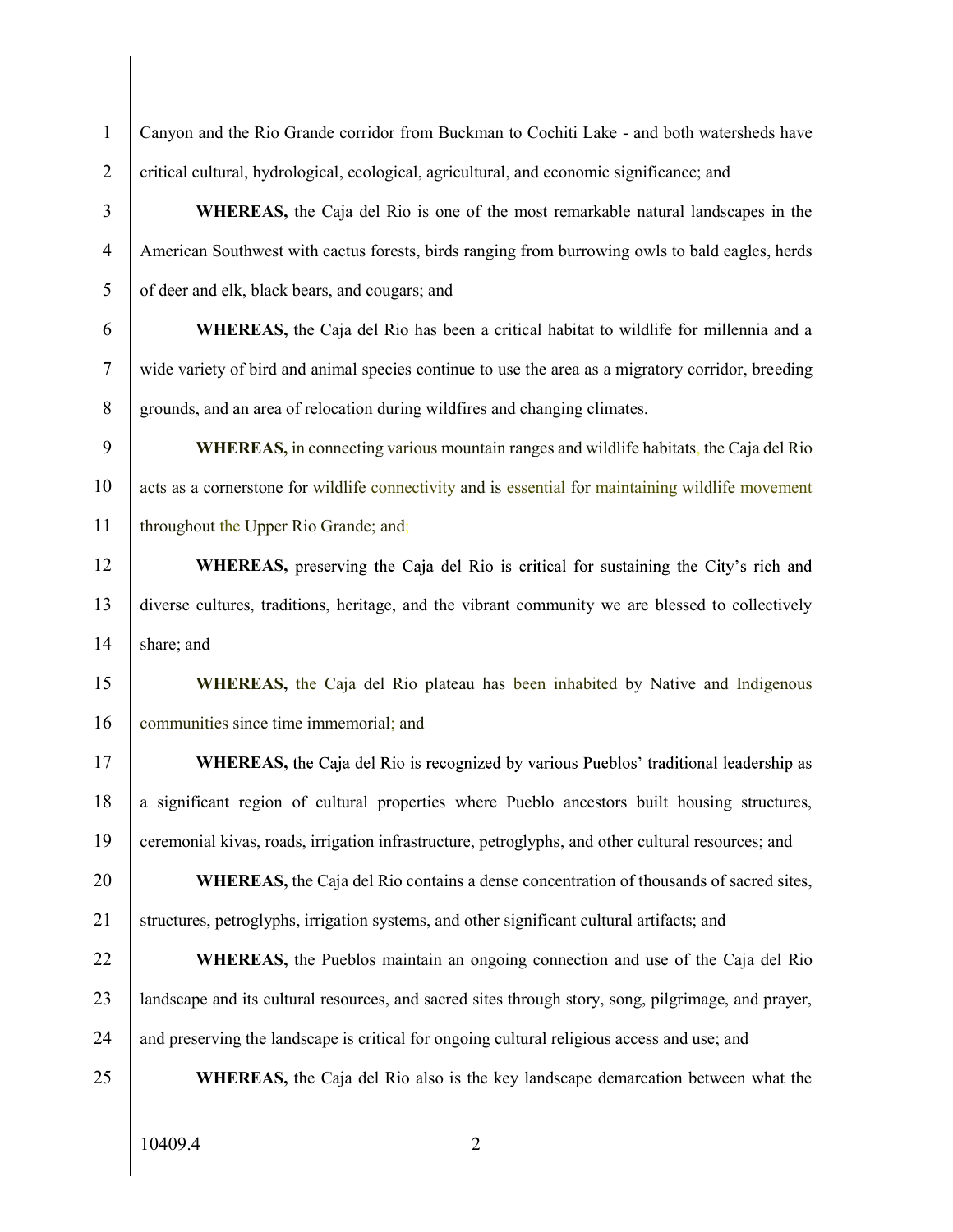Canyon and the Rio Grande corridor from Buckman to Cochiti Lake - and both watersheds have critical cultural, hydrological, ecological, agricultural, and economic significance; and

**WHEREAS,** the Caja del Rio is one of the most remarkable natural landscapes in the American Southwest with cactus forests, birds ranging from burrowing owls to bald eagles, herds of deer and elk, black bears, and cougars; and

**WHEREAS,** the Caja del Rio has been a critical habitat to wildlife for millennia and a wide variety of bird and animal species continue to use the area as a migratory corridor, breeding grounds, and an area of relocation during wildfires and changing climates.

**WHEREAS,** in connecting various mountain ranges and wildlife habitats, the Caja del Rio acts as a cornerstone for wildlife connectivity and is essential for maintaining wildlife movement throughout the Upper Rio Grande; and;

**WHEREAS,** preserving the Caja del Rio is critical for sustaining the City's rich and diverse cultures, traditions, heritage, and the vibrant community we are blessed to collectively share; and

**WHEREAS,** the Caja del Rio plateau has been inhabited by Native and Indigenous communities since time immemorial; and

**WHEREAS,** the Caja del Rio is recognized by various Pueblos' traditional leadership as a significant region of cultural properties where Pueblo ancestors built housing structures, ceremonial kivas, roads, irrigation infrastructure, petroglyphs, and other cultural resources; and

**WHEREAS,** the Caja del Rio contains a dense concentration of thousands of sacred sites, structures, petroglyphs, irrigation systems, and other significant cultural artifacts; and

**WHEREAS,** the Pueblos maintain an ongoing connection and use of the Caja del Rio landscape and its cultural resources, and sacred sites through story, song, pilgrimage, and prayer, and preserving the landscape is critical for ongoing cultural religious access and use; and

**WHEREAS,** the Caja del Rio also is the key landscape demarcation between what the

10409.4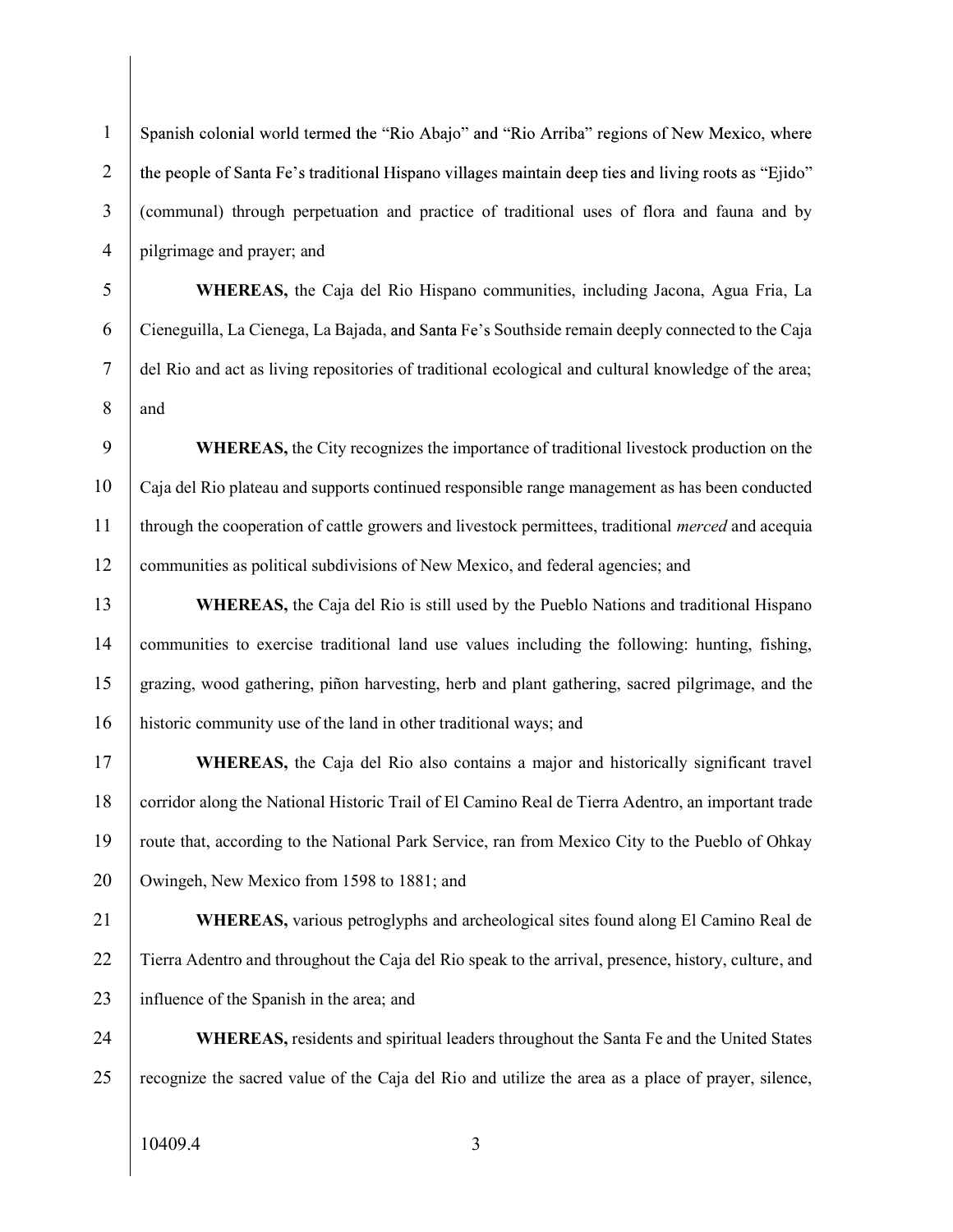Spanish colonial world termed the "Rio Abajo" and "Rio Arriba" regions of New Mexico, where the people of Santa Fe's traditional Hispano villages maintain deep ties and living roots as "Ejido" (communal) through perpetuation and practice of traditional uses of flora and fauna and by pilgrimage and prayer; and

**WHEREAS,** the Caja del Rio Hispano communities, including Jacona, Agua Fria, La Cieneguilla, La Cienega, La Bajada, and Santa Fe's Southside remain deeply connected to the Caja del Rio and act as living repositories of traditional ecological and cultural knowledge of the area; and

**WHEREAS,** the City recognizes the importance of traditional livestock production on the Caja del Rio plateau and supports continued responsible range management as has been conducted through the cooperation of cattle growers and livestock permittees, traditional *merced* and acequia communities as political subdivisions of New Mexico, and federal agencies; and

**WHEREAS,** the Caja del Rio is still used by the Pueblo Nations and traditional Hispano communities to exercise traditional land use values including the following: hunting, fishing, grazing, wood gathering, piñon harvesting, herb and plant gathering, sacred pilgrimage, and the historic community use of the land in other traditional ways; and

**WHEREAS,** the Caja del Rio also contains a major and historically significant travel corridor along the National Historic Trail of El Camino Real de Tierra Adentro, an important trade route that, according to the National Park Service, ran from Mexico City to the Pueblo of Ohkay Owingeh, New Mexico from 1598 to 1881; and

**WHEREAS,** various petroglyphs and archeological sites found along El Camino Real de Tierra Adentro and throughout the Caja del Rio speak to the arrival, presence, history, culture, and influence of the Spanish in the area; and

**WHEREAS,** residents and spiritual leaders throughout the Santa Fe and the United States recognize the sacred value of the Caja del Rio and utilize the area as a place of prayer, silence,

10409.4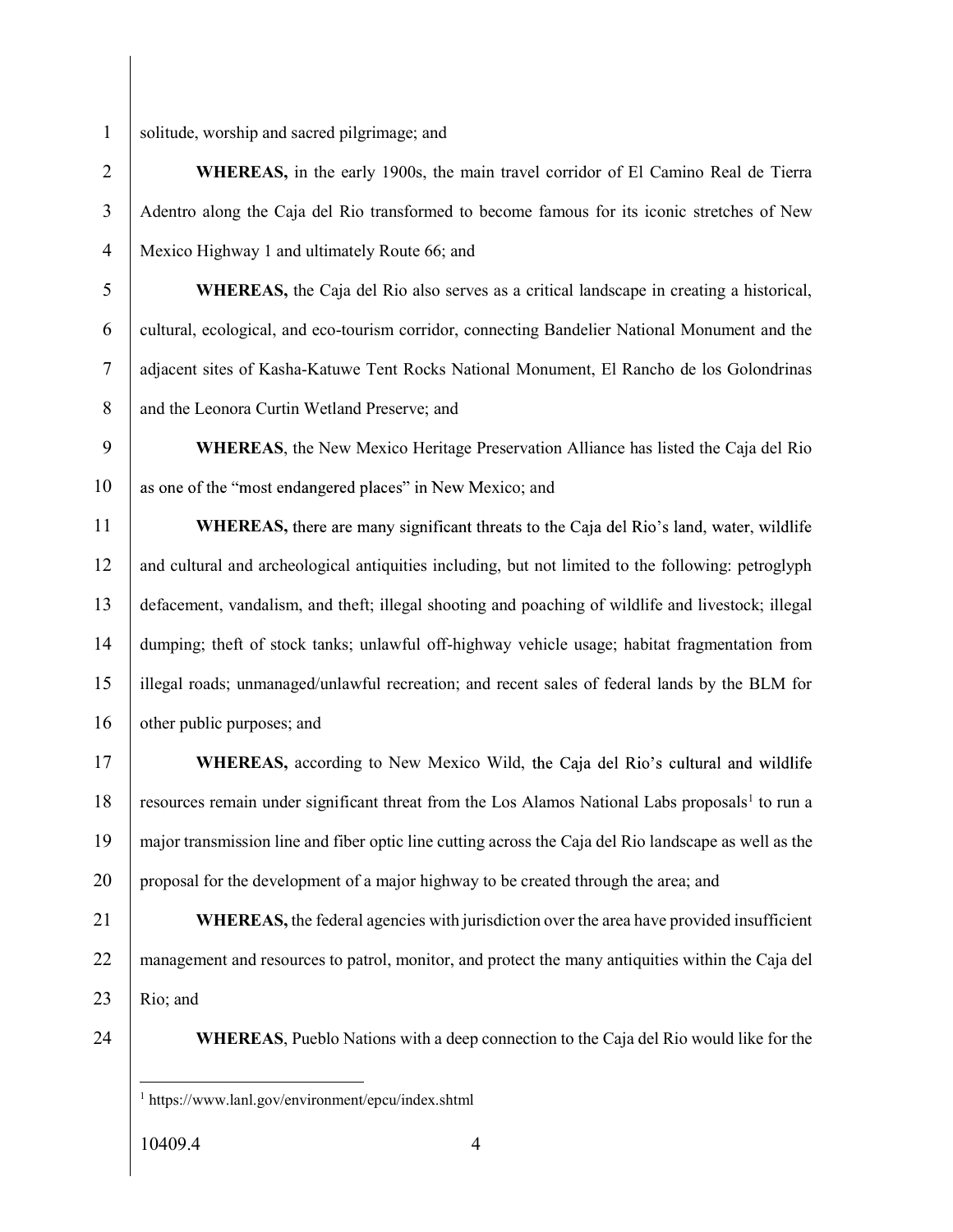solitude, worship and sacred pilgrimage; and

**WHEREAS,** in the early 1900s, the main travel corridor of El Camino Real de Tierra Adentro along the Caja del Rio transformed to become famous for its iconic stretches of New Mexico Highway 1 and ultimately Route 66; and

**WHEREAS,** the Caja del Rio also serves as a critical landscape in creating a historical, cultural, ecological, and eco-tourism corridor, connecting Bandelier National Monument and the adjacent sites of Kasha-Katuwe Tent Rocks National Monument, El Rancho de los Golondrinas and the Leonora Curtin Wetland Preserve; and

**WHEREAS**, the New Mexico Heritage Preservation Alliance has listed the Caja del Rio as one of the "most endangered places" in New Mexico; and

**WHEREAS,** there are many significant threats to the Caja del Rio's land, water, wildlife and cultural and archeological antiquities including, but not limited to the following: petroglyph defacement, vandalism, and theft; illegal shooting and poaching of wildlife and livestock; illegal dumping; theft of stock tanks; unlawful off-highway vehicle usage; habitat fragmentation from illegal roads; unmanaged/unlawful recreation; and recent sales of federal lands by the BLM for other public purposes; and

**WHEREAS,** according to New Mexico Wild, the Caja del Rio's cultural and wildlife resources remain under significant threat from the Los Alamos National Labs proposals[1] to run a major transmission line and fiber optic line cutting across the Caja del Rio landscape as well as the proposal for the development of a major highway to be created through the area; and

**WHEREAS,** the federal agencies with jurisdiction over the area have provided insufficient management and resources to patrol, monitor, and protect the many antiquities within the Caja del Rio; and

**WHEREAS**, Pueblo Nations with a deep connection to the Caja del Rio would like for the

[1] https://www.lanl.gov/environment/epcu/index.shtml

10409.4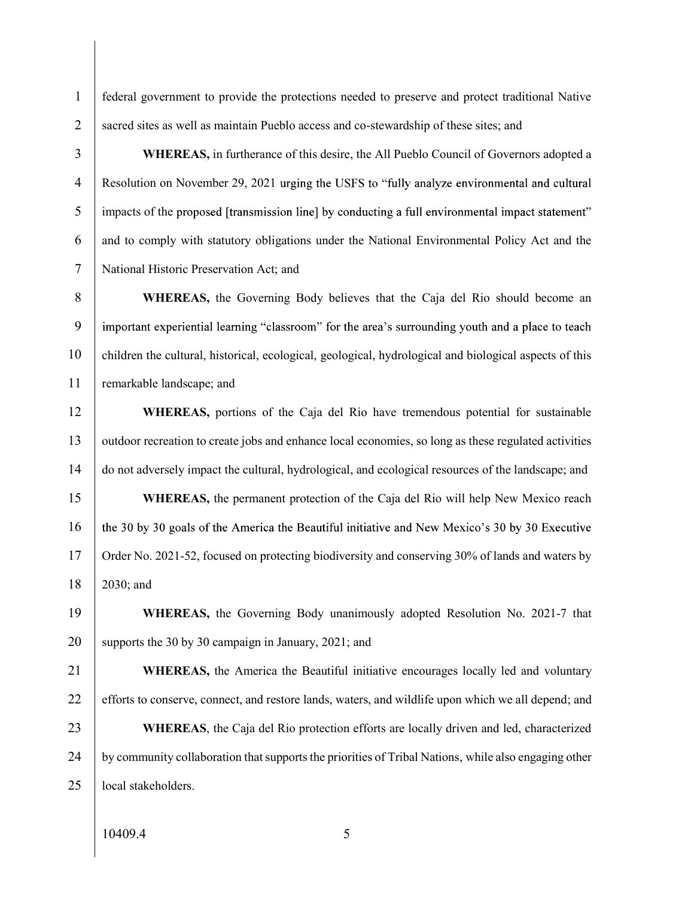federal government to provide the protections needed to preserve and protect traditional Native sacred sites as well as maintain Pueblo access and co-stewardship of these sites; and

**WHEREAS,** in furtherance of this desire, the All Pueblo Council of Governors adopted a Resolution on November 29, 2021 urging the USFS to "fully analyze environmental and cultural impacts of the proposed [transmission line] by conducting a full environmental impact statement" and to comply with statutory obligations under the National Environmental Policy Act and the National Historic Preservation Act; and

**WHEREAS,** the Governing Body believes that the Caja del Rio should become an important experiential learning "classroom" for the area's surrounding youth and a place to teach children the cultural, historical, ecological, geological, hydrological and biological aspects of this remarkable landscape; and

**WHEREAS,** portions of the Caja del Rio have tremendous potential for sustainable outdoor recreation to create jobs and enhance local economies, so long as these regulated activities do not adversely impact the cultural, hydrological, and ecological resources of the landscape; and

**WHEREAS,** the permanent protection of the Caja del Rio will help New Mexico reach the 30 by 30 goals of the America the Beautiful initiative and New Mexico's 30 by 30 Executive Order No. 2021-52, focused on protecting biodiversity and conserving 30% of lands and waters by 2030; and

**WHEREAS,** the Governing Body unanimously adopted Resolution No. 2021-7 that supports the 30 by 30 campaign in January, 2021; and

**WHEREAS,** the America the Beautiful initiative encourages locally led and voluntary efforts to conserve, connect, and restore lands, waters, and wildlife upon which we all depend; and

**WHEREAS**, the Caja del Rio protection efforts are locally driven and led, characterized by community collaboration that supports the priorities of Tribal Nations, while also engaging other local stakeholders.

10409.4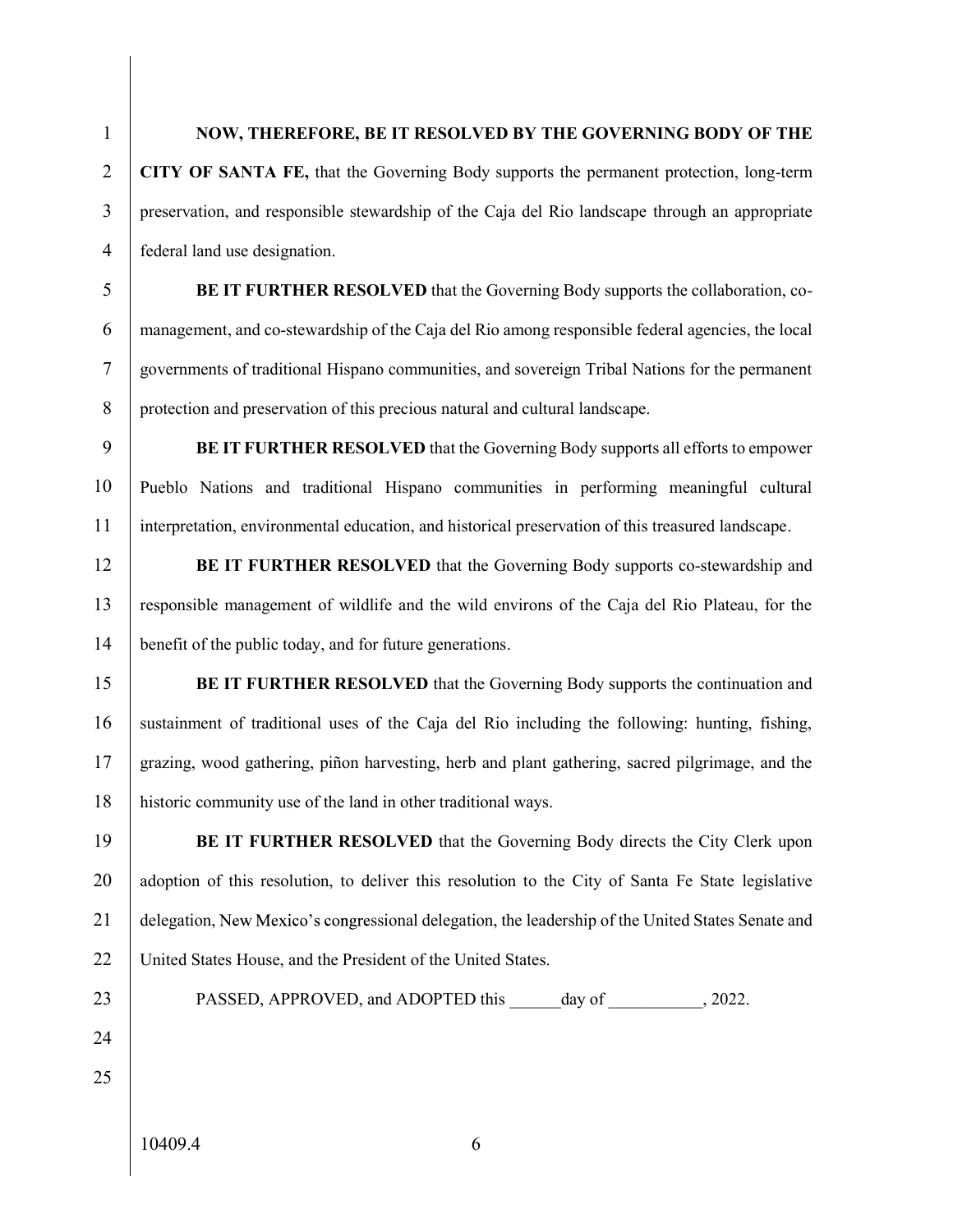**NOW, THEREFORE, BE IT RESOLVED BY THE GOVERNING BODY OF THE CITY OF SANTA FE,** that the Governing Body supports the permanent protection, long-term preservation, and responsible stewardship of the Caja del Rio landscape through an appropriate federal land use designation.

**BE IT FURTHER RESOLVED** that the Governing Body supports the collaboration, co-management, and co-stewardship of the Caja del Rio among responsible federal agencies, the local governments of traditional Hispano communities, and sovereign Tribal Nations for the permanent protection and preservation of this precious natural and cultural landscape.

**BE IT FURTHER RESOLVED** that the Governing Body supports all efforts to empower Pueblo Nations and traditional Hispano communities in performing meaningful cultural interpretation, environmental education, and historical preservation of this treasured landscape.

**BE IT FURTHER RESOLVED** that the Governing Body supports co-stewardship and responsible management of wildlife and the wild environs of the Caja del Rio Plateau, for the benefit of the public today, and for future generations.

**BE IT FURTHER RESOLVED** that the Governing Body supports the continuation and sustainment of traditional uses of the Caja del Rio including the following: hunting, fishing, grazing, wood gathering, piñon harvesting, herb and plant gathering, sacred pilgrimage, and the historic community use of the land in other traditional ways.

**BE IT FURTHER RESOLVED** that the Governing Body directs the City Clerk upon adoption of this resolution, to deliver this resolution to the City of Santa Fe State legislative delegation, New Mexico's congressional delegation, the leadership of the United States Senate and United States House, and the President of the United States.

PASSED, APPROVED, and ADOPTED this ______day of ___________, 2022.

10409.4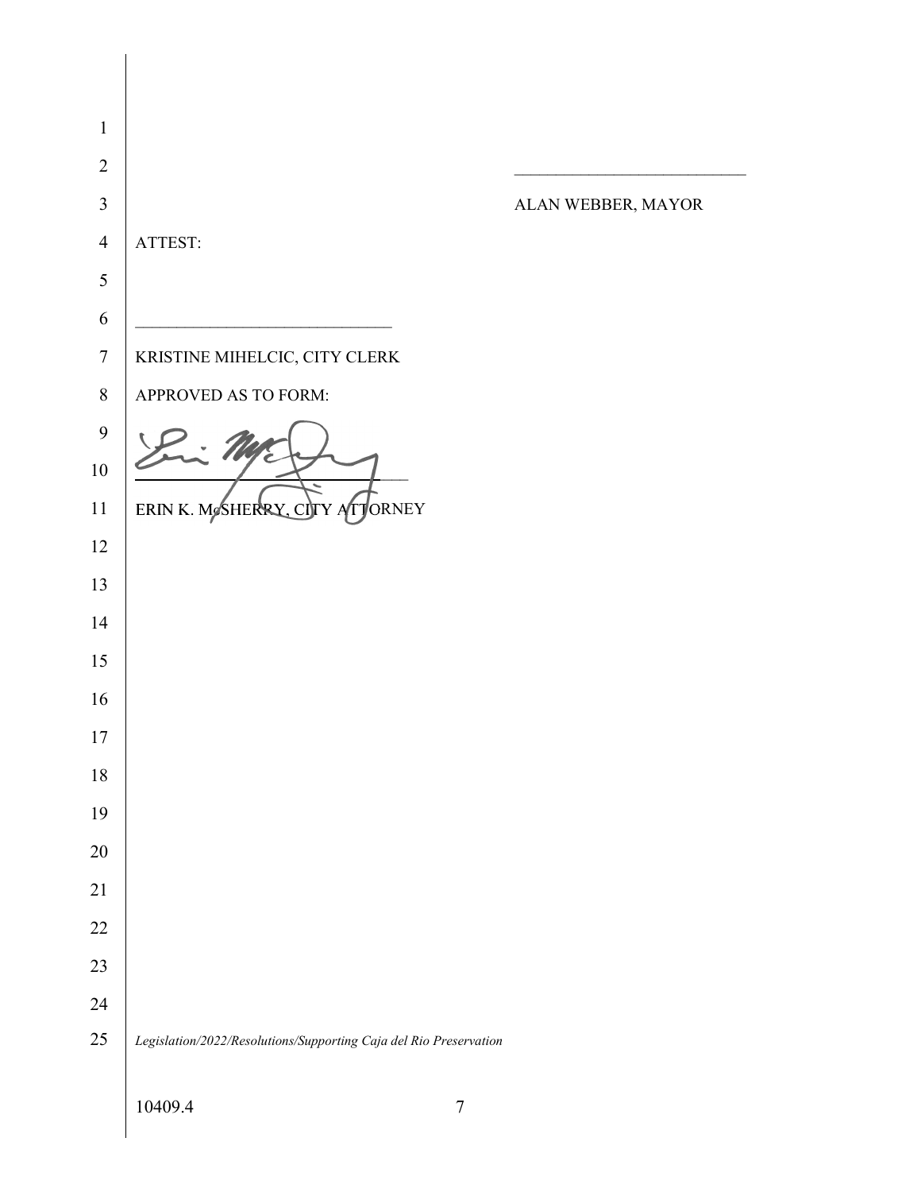\_\_\_\_\_\_\_\_\_\_\_\_\_\_\_\_\_\_\_\_\_\_\_\_\_\_\_\_

ALAN WEBBER, MAYOR

ATTEST:

\_\_\_\_\_\_\_\_\_\_\_\_\_\_\_\_\_\_\_\_\_\_\_\_\_\_\_\_\_\_\_

KRISTINE MIHELCIC, CITY CLERK

APPROVED AS TO FORM:

\_\_\_\_\_\_\_\_\_\_\_\_\_\_\_\_\_\_\_\_\_\_\_\_\_\_\_\_\_\_\_

ERIN K. McSHERRY, CITY ATTORNEY

*Legislation/2022/Resolutions/Supporting Caja del Rio Preservation*

10409.4